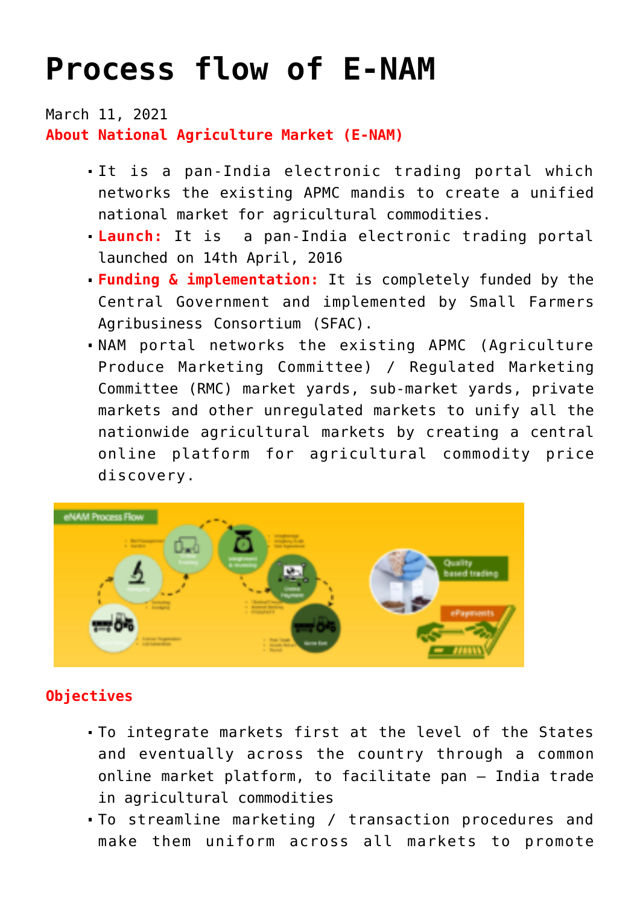# Process flow of E-NAM

March 11, 2021

**About National Agriculture Market (E-NAM)**

- It is a pan-India electronic trading portal which networks the existing APMC mandis to create a unified national market for agricultural commodities.
- **Launch:** It is a pan-India electronic trading portal launched on 14th April, 2016
- **Funding & implementation:** It is completely funded by the Central Government and implemented by Small Farmers Agribusiness Consortium (SFAC).
- NAM portal networks the existing APMC (Agriculture Produce Marketing Committee) / Regulated Marketing Committee (RMC) market yards, sub-market yards, private markets and other unregulated markets to unify all the nationwide agricultural markets by creating a central online platform for agricultural commodity price discovery.

**Objectives**

- To integrate markets first at the level of the States and eventually across the country through a common online market platform, to facilitate pan – India trade in agricultural commodities
- To streamline marketing / transaction procedures and make them uniform across all markets to promote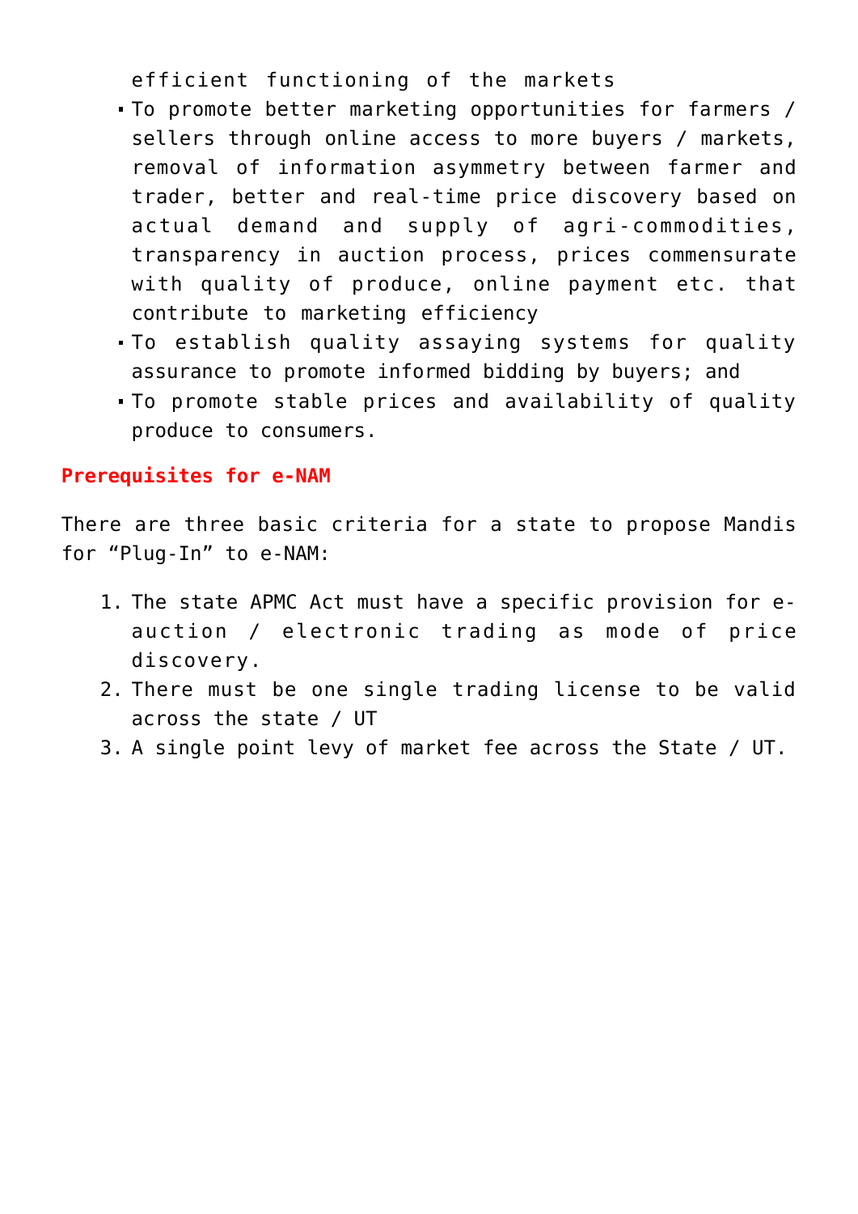efficient functioning of the markets

- To promote better marketing opportunities for farmers / sellers through online access to more buyers / markets, removal of information asymmetry between farmer and trader, better and real-time price discovery based on actual demand and supply of agri-commodities, transparency in auction process, prices commensurate with quality of produce, online payment etc. that contribute to marketing efficiency
- To establish quality assaying systems for quality assurance to promote informed bidding by buyers; and
- To promote stable prices and availability of quality produce to consumers.

**Prerequisites for e-NAM**

There are three basic criteria for a state to propose Mandis for “Plug-In” to e-NAM:

1. The state APMC Act must have a specific provision for e-auction / electronic trading as mode of price discovery.
2. There must be one single trading license to be valid across the state / UT
3. A single point levy of market fee across the State / UT.